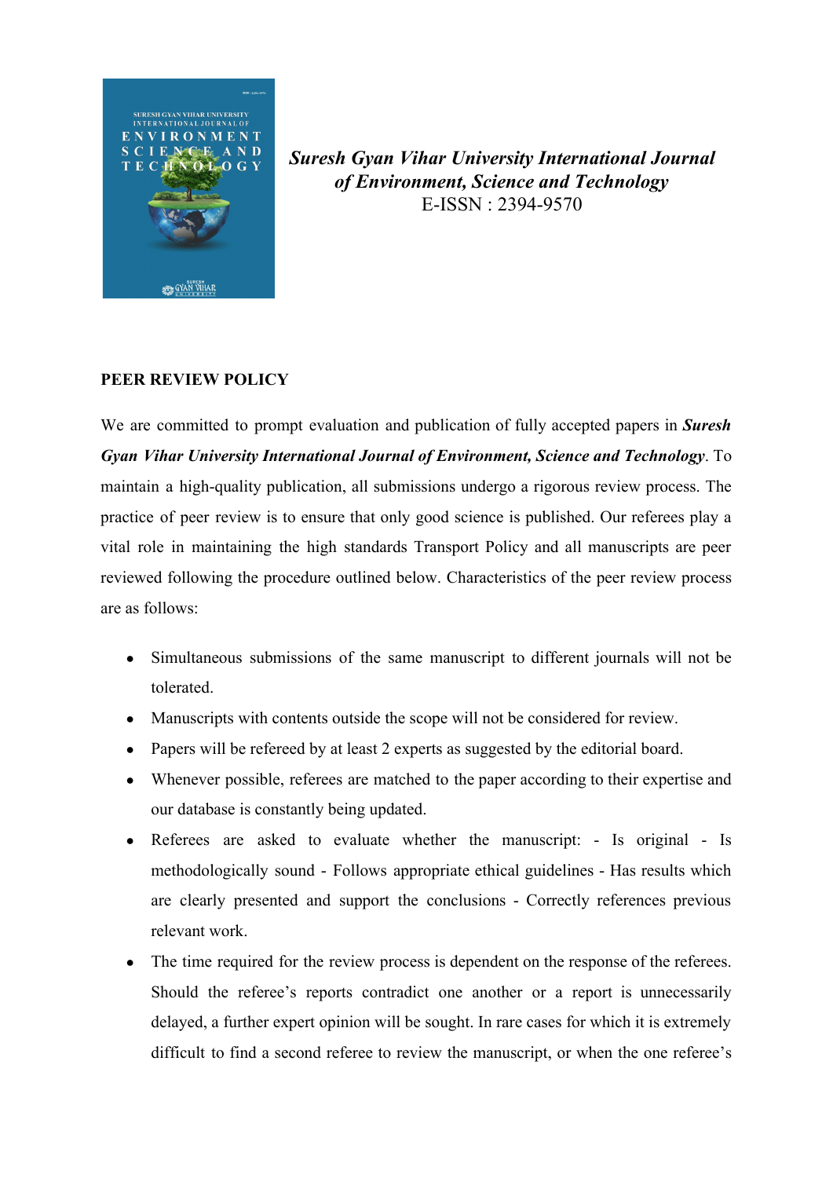*Suresh Gyan Vihar University International Journal of Environment, Science and Technology*
E-ISSN : 2394-9570

**PEER REVIEW POLICY**

We are committed to prompt evaluation and publication of fully accepted papers in ***Suresh Gyan Vihar University International Journal of Environment, Science and Technology***. To maintain a high-quality publication, all submissions undergo a rigorous review process. The practice of peer review is to ensure that only good science is published. Our referees play a vital role in maintaining the high standards Transport Policy and all manuscripts are peer reviewed following the procedure outlined below. Characteristics of the peer review process are as follows:

- Simultaneous submissions of the same manuscript to different journals will not be tolerated.
- Manuscripts with contents outside the scope will not be considered for review.
- Papers will be refereed by at least 2 experts as suggested by the editorial board.
- Whenever possible, referees are matched to the paper according to their expertise and our database is constantly being updated.
- Referees are asked to evaluate whether the manuscript: - Is original - Is methodologically sound - Follows appropriate ethical guidelines - Has results which are clearly presented and support the conclusions - Correctly references previous relevant work.
- The time required for the review process is dependent on the response of the referees. Should the referee's reports contradict one another or a report is unnecessarily delayed, a further expert opinion will be sought. In rare cases for which it is extremely difficult to find a second referee to review the manuscript, or when the one referee's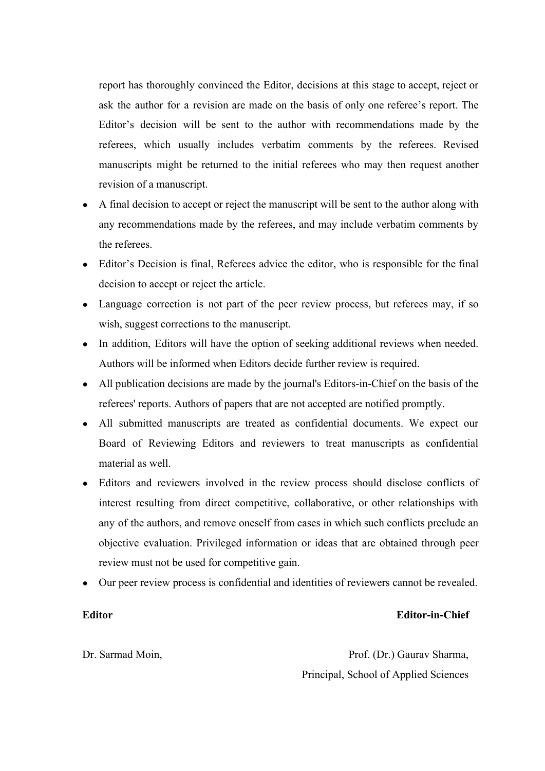report has thoroughly convinced the Editor, decisions at this stage to accept, reject or ask the author for a revision are made on the basis of only one referee's report. The Editor's decision will be sent to the author with recommendations made by the referees, which usually includes verbatim comments by the referees. Revised manuscripts might be returned to the initial referees who may then request another revision of a manuscript.

- A final decision to accept or reject the manuscript will be sent to the author along with any recommendations made by the referees, and may include verbatim comments by the referees.
- Editor's Decision is final, Referees advice the editor, who is responsible for the final decision to accept or reject the article.
- Language correction is not part of the peer review process, but referees may, if so wish, suggest corrections to the manuscript.
- In addition, Editors will have the option of seeking additional reviews when needed. Authors will be informed when Editors decide further review is required.
- All publication decisions are made by the journal's Editors-in-Chief on the basis of the referees' reports. Authors of papers that are not accepted are notified promptly.
- All submitted manuscripts are treated as confidential documents. We expect our Board of Reviewing Editors and reviewers to treat manuscripts as confidential material as well.
- Editors and reviewers involved in the review process should disclose conflicts of interest resulting from direct competitive, collaborative, or other relationships with any of the authors, and remove oneself from cases in which such conflicts preclude an objective evaluation. Privileged information or ideas that are obtained through peer review must not be used for competitive gain.
- Our peer review process is confidential and identities of reviewers cannot be revealed.

**Editor**

Dr. Sarmad Moin,

**Editor-in-Chief**

Prof. (Dr.) Gaurav Sharma,
Principal, School of Applied Sciences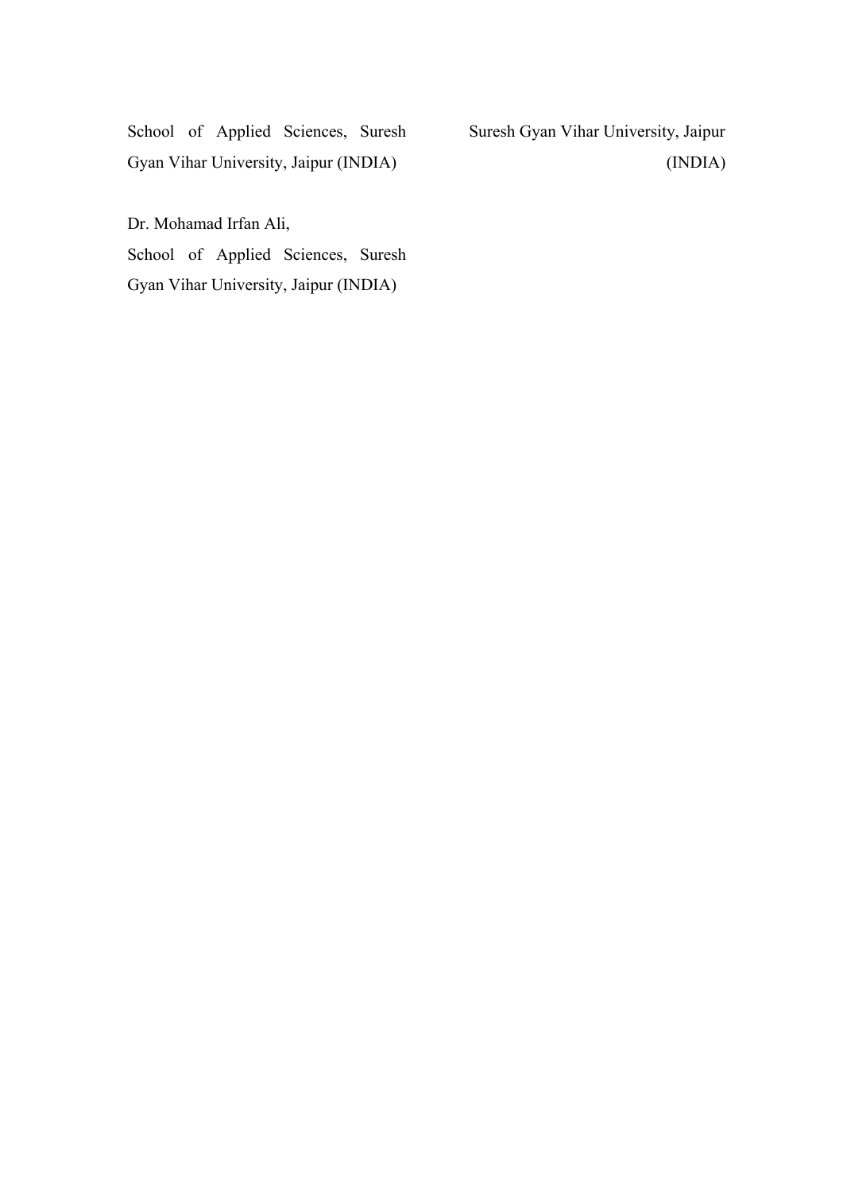School of Applied Sciences, Suresh Gyan Vihar University, Jaipur (INDIA)

Suresh Gyan Vihar University, Jaipur (INDIA)

Dr. Mohamad Irfan Ali,
School of Applied Sciences, Suresh Gyan Vihar University, Jaipur (INDIA)